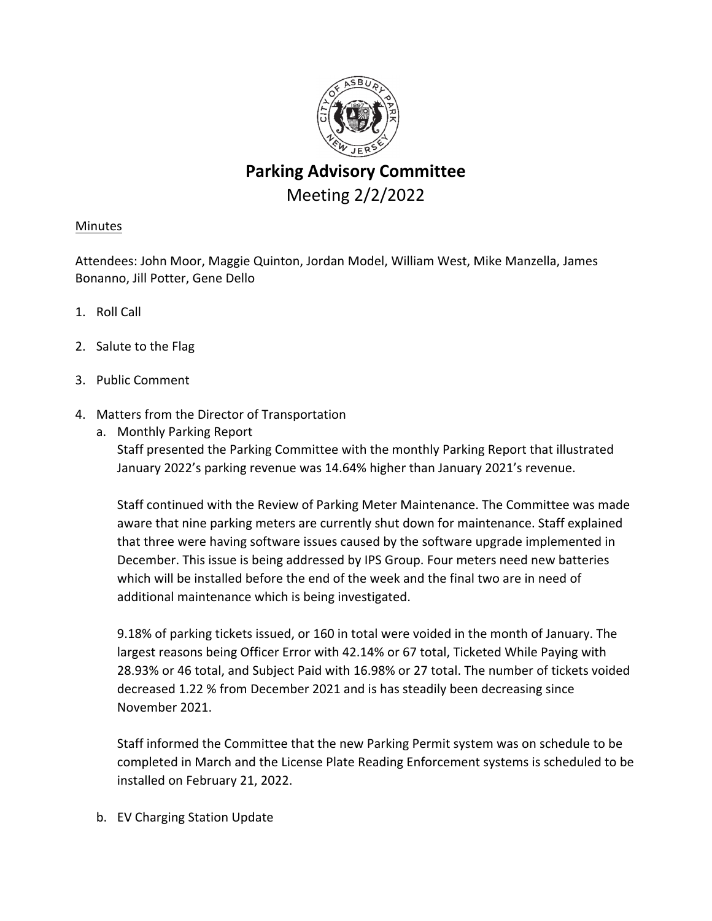# Parking Advisory Committee

Meeting 2/2/2022

Minutes

Attendees: John Moor, Maggie Quinton, Jordan Model, William West, Mike Manzella, James Bonanno, Jill Potter, Gene Dello

1. Roll Call

2. Salute to the Flag

3. Public Comment

4. Matters from the Director of Transportation
   a. Monthly Parking Report

      Staff presented the Parking Committee with the monthly Parking Report that illustrated January 2022's parking revenue was 14.64% higher than January 2021's revenue.

      Staff continued with the Review of Parking Meter Maintenance. The Committee was made aware that nine parking meters are currently shut down for maintenance. Staff explained that three were having software issues caused by the software upgrade implemented in December. This issue is being addressed by IPS Group. Four meters need new batteries which will be installed before the end of the week and the final two are in need of additional maintenance which is being investigated.

      9.18% of parking tickets issued, or 160 in total were voided in the month of January. The largest reasons being Officer Error with 42.14% or 67 total, Ticketed While Paying with 28.93% or 46 total, and Subject Paid with 16.98% or 27 total. The number of tickets voided decreased 1.22 % from December 2021 and is has steadily been decreasing since November 2021.

      Staff informed the Committee that the new Parking Permit system was on schedule to be completed in March and the License Plate Reading Enforcement systems is scheduled to be installed on February 21, 2022.

   b. EV Charging Station Update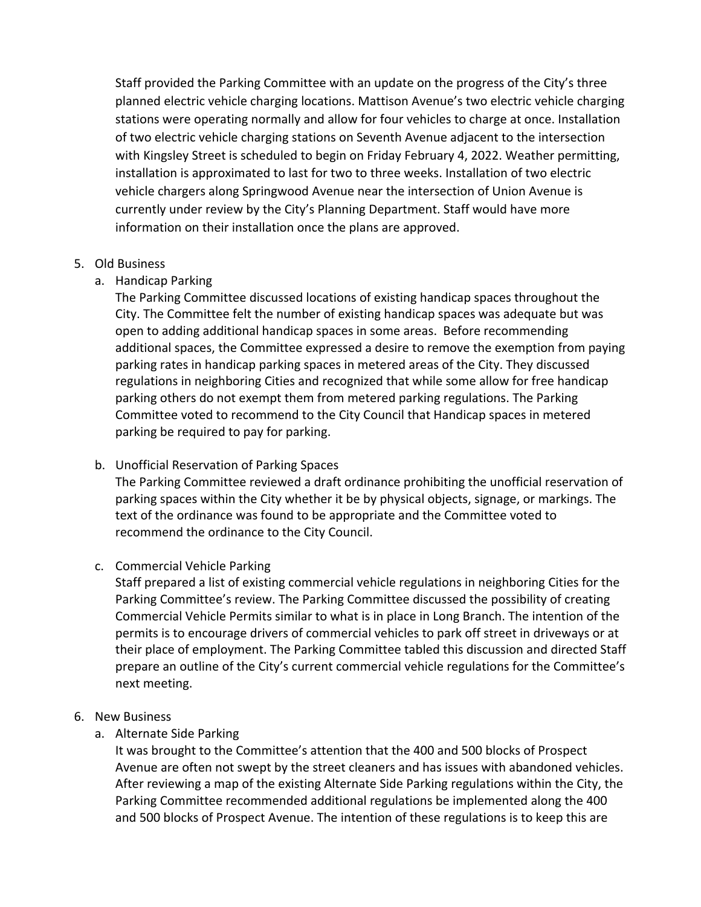Staff provided the Parking Committee with an update on the progress of the City's three planned electric vehicle charging locations. Mattison Avenue's two electric vehicle charging stations were operating normally and allow for four vehicles to charge at once. Installation of two electric vehicle charging stations on Seventh Avenue adjacent to the intersection with Kingsley Street is scheduled to begin on Friday February 4, 2022. Weather permitting, installation is approximated to last for two to three weeks. Installation of two electric vehicle chargers along Springwood Avenue near the intersection of Union Avenue is currently under review by the City's Planning Department. Staff would have more information on their installation once the plans are approved.

5. Old Business
   a. Handicap Parking
      The Parking Committee discussed locations of existing handicap spaces throughout the City. The Committee felt the number of existing handicap spaces was adequate but was open to adding additional handicap spaces in some areas. Before recommending additional spaces, the Committee expressed a desire to remove the exemption from paying parking rates in handicap parking spaces in metered areas of the City. They discussed regulations in neighboring Cities and recognized that while some allow for free handicap parking others do not exempt them from metered parking regulations. The Parking Committee voted to recommend to the City Council that Handicap spaces in metered parking be required to pay for parking.

   b. Unofficial Reservation of Parking Spaces
      The Parking Committee reviewed a draft ordinance prohibiting the unofficial reservation of parking spaces within the City whether it be by physical objects, signage, or markings. The text of the ordinance was found to be appropriate and the Committee voted to recommend the ordinance to the City Council.

   c. Commercial Vehicle Parking
      Staff prepared a list of existing commercial vehicle regulations in neighboring Cities for the Parking Committee's review. The Parking Committee discussed the possibility of creating Commercial Vehicle Permits similar to what is in place in Long Branch. The intention of the permits is to encourage drivers of commercial vehicles to park off street in driveways or at their place of employment. The Parking Committee tabled this discussion and directed Staff prepare an outline of the City's current commercial vehicle regulations for the Committee's next meeting.

6. New Business
   a. Alternate Side Parking
      It was brought to the Committee's attention that the 400 and 500 blocks of Prospect Avenue are often not swept by the street cleaners and has issues with abandoned vehicles. After reviewing a map of the existing Alternate Side Parking regulations within the City, the Parking Committee recommended additional regulations be implemented along the 400 and 500 blocks of Prospect Avenue. The intention of these regulations is to keep this are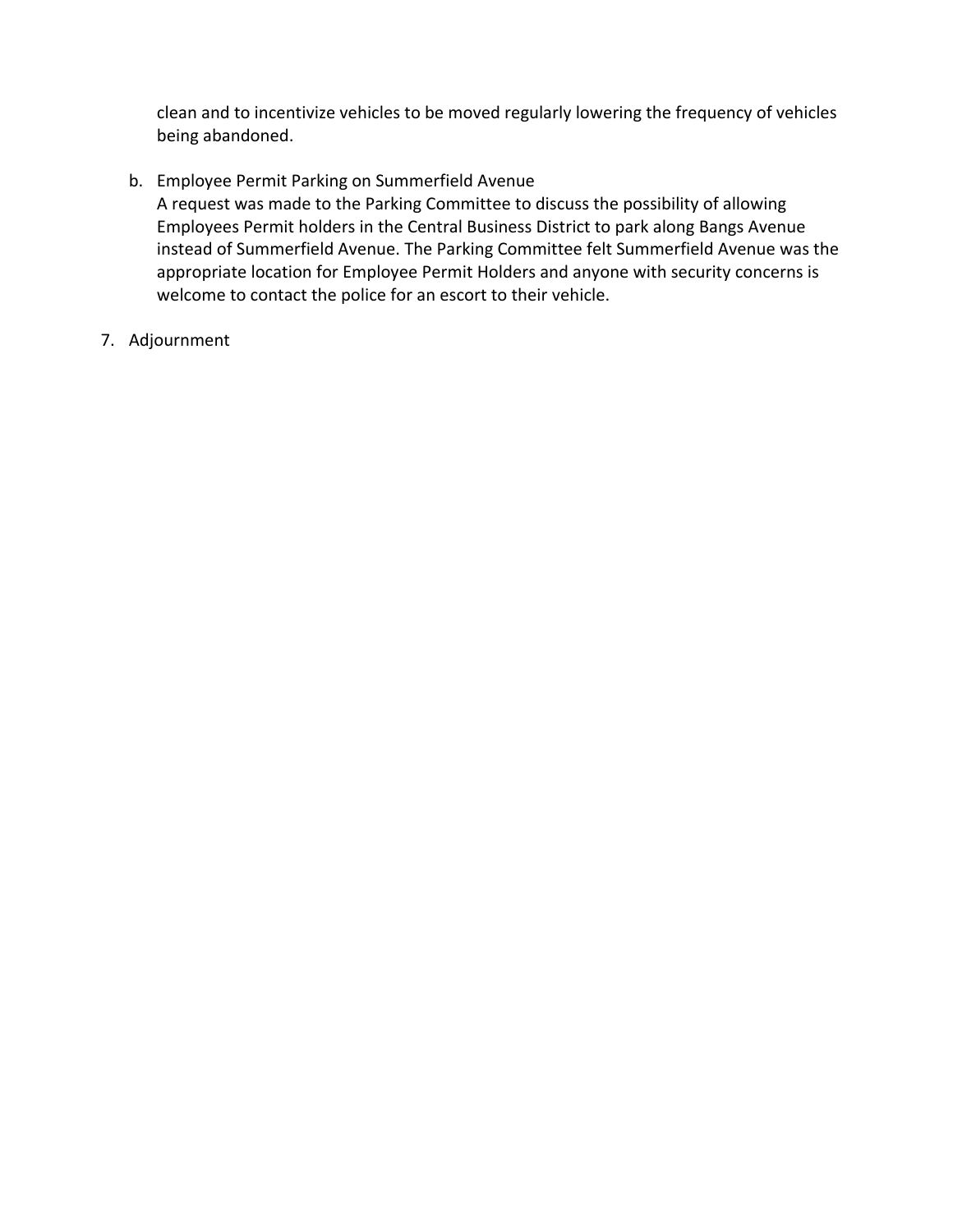clean and to incentivize vehicles to be moved regularly lowering the frequency of vehicles being abandoned.

b. Employee Permit Parking on Summerfield Avenue
   A request was made to the Parking Committee to discuss the possibility of allowing Employees Permit holders in the Central Business District to park along Bangs Avenue instead of Summerfield Avenue. The Parking Committee felt Summerfield Avenue was the appropriate location for Employee Permit Holders and anyone with security concerns is welcome to contact the police for an escort to their vehicle.

7. Adjournment